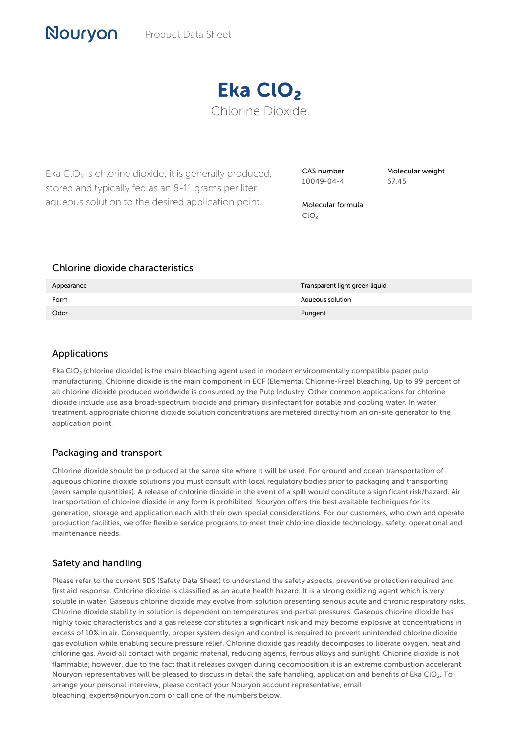# Eka $ClO_2$

Chlorine Dioxide

Eka $ClO_2$ is chlorine dioxide; it is generally produced, stored and typically fed as an 8-11 grams per liter aqueous solution to the desired application point.

CAS number
10049-04-4

Molecular weight
67.45

Molecular formula
$ClO_2$

## Chlorine dioxide characteristics

| | |
|---|---|
| Appearance | Transparent light green liquid |
| Form | Aqueous solution |
| Odor | Pungent |

## Applications

Eka $ClO_2$ (chlorine dioxide) is the main bleaching agent used in modern environmentally compatible paper pulp manufacturing. Chlorine dioxide is the main component in ECF (Elemental Chlorine-Free) bleaching. Up to 99 percent of all chlorine dioxide produced worldwide is consumed by the Pulp Industry. Other common applications for chlorine dioxide include use as a broad-spectrum biocide and primary disinfectant for potable and cooling water. In water treatment, appropriate chlorine dioxide solution concentrations are metered directly from an on-site generator to the application point.

## Packaging and transport

Chlorine dioxide should be produced at the same site where it will be used. For ground and ocean transportation of aqueous chlorine dioxide solutions you must consult with local regulatory bodies prior to packaging and transporting (even sample quantities). A release of chlorine dioxide in the event of a spill would constitute a significant risk/hazard. Air transportation of chlorine dioxide in any form is prohibited. Nouryon offers the best available techniques for its generation, storage and application each with their own special considerations. For our customers, who own and operate production facilities, we offer flexible service programs to meet their chlorine dioxide technology, safety, operational and maintenance needs.

## Safety and handling

Please refer to the current SDS (Safety Data Sheet) to understand the safety aspects, preventive protection required and first aid response. Chlorine dioxide is classified as an acute health hazard. It is a strong oxidizing agent which is very soluble in water. Gaseous chlorine dioxide may evolve from solution presenting serious acute and chronic respiratory risks. Chlorine dioxide stability in solution is dependent on temperatures and partial pressures. Gaseous chlorine dioxide has highly toxic characteristics and a gas release constitutes a significant risk and may become explosive at concentrations in excess of 10% in air. Consequently, proper system design and control is required to prevent unintended chlorine dioxide gas evolution while enabling secure pressure relief. Chlorine dioxide gas readily decomposes to liberate oxygen, heat and chlorine gas. Avoid all contact with organic material, reducing agents, ferrous alloys and sunlight. Chlorine dioxide is not flammable; however, due to the fact that it releases oxygen during decomposition it is an extreme combustion accelerant. Nouryon representatives will be pleased to discuss in detail the safe handling, application and benefits of Eka $ClO_2$. To arrange your personal interview, please contact your Nouryon account representative, email bleaching_experts@nouryon.com or call one of the numbers below.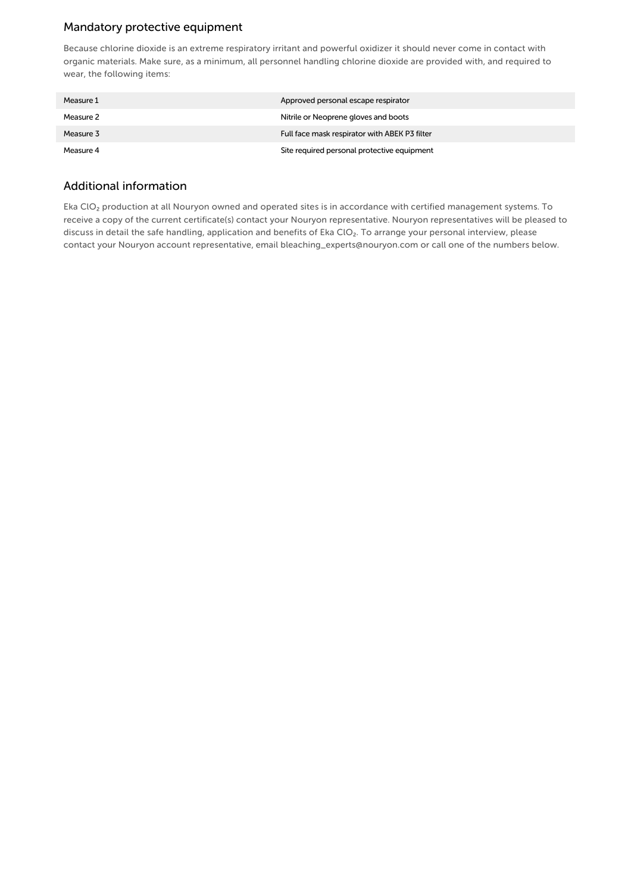## Mandatory protective equipment

Because chlorine dioxide is an extreme respiratory irritant and powerful oxidizer it should never come in contact with organic materials. Make sure, as a minimum, all personnel handling chlorine dioxide are provided with, and required to wear, the following items:

| | |
|---|---|
| Measure 1 | Approved personal escape respirator |
| Measure 2 | Nitrile or Neoprene gloves and boots |
| Measure 3 | Full face mask respirator with ABEK P3 filter |
| Measure 4 | Site required personal protective equipment |

## Additional information

Eka $ClO_2$ production at all Nouryon owned and operated sites is in accordance with certified management systems. To receive a copy of the current certificate(s) contact your Nouryon representative. Nouryon representatives will be pleased to discuss in detail the safe handling, application and benefits of Eka $ClO_2$. To arrange your personal interview, please contact your Nouryon account representative, email bleaching_experts@nouryon.com or call one of the numbers below.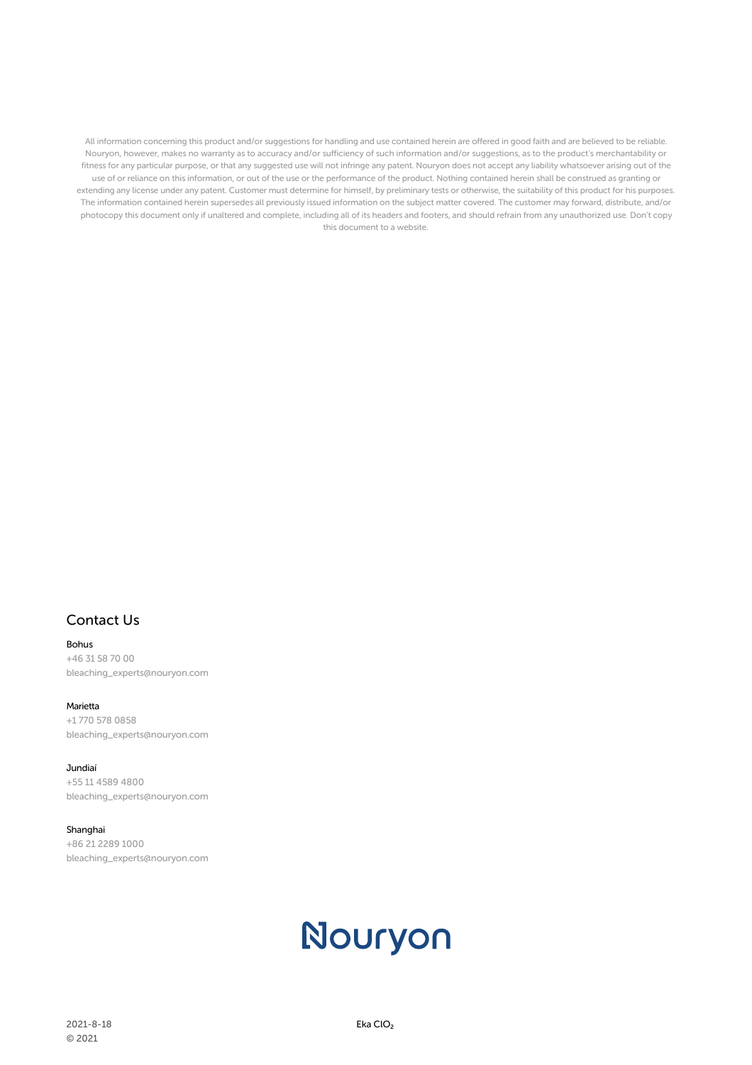All information concerning this product and/or suggestions for handling and use contained herein are offered in good faith and are believed to be reliable. Nouryon, however, makes no warranty as to accuracy and/or sufficiency of such information and/or suggestions, as to the product's merchantability or fitness for any particular purpose, or that any suggested use will not infringe any patent. Nouryon does not accept any liability whatsoever arising out of the use of or reliance on this information, or out of the use or the performance of the product. Nothing contained herein shall be construed as granting or extending any license under any patent. Customer must determine for himself, by preliminary tests or otherwise, the suitability of this product for his purposes. The information contained herein supersedes all previously issued information on the subject matter covered. The customer may forward, distribute, and/or photocopy this document only if unaltered and complete, including all of its headers and footers, and should refrain from any unauthorized use. Don't copy this document to a website.

## Contact Us

**Bohus**
+46 31 58 70 00
bleaching_experts@nouryon.com

**Marietta**
+1 770 578 0858
bleaching_experts@nouryon.com

**Jundiaí**
+55 11 4589 4800
bleaching_experts@nouryon.com

**Shanghai**
+86 21 2289 1000
bleaching_experts@nouryon.com

Nouryon

2021-8-18
© 2021

Eka $ClO_2$